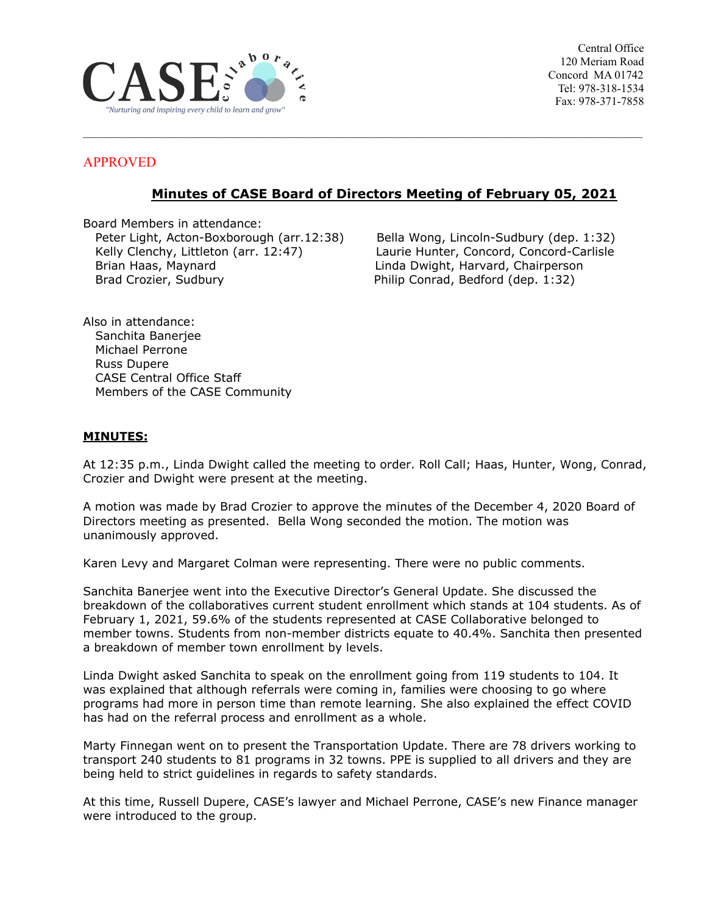CASE collaborative

*"Nurturing and inspiring every child to learn and grow"*

Central Office
120 Meriam Road
Concord MA 01742
Tel: 978-318-1534
Fax: 978-371-7858

APPROVED

## Minutes of CASE Board of Directors Meeting of February 05, 2021

Board Members in attendance:

- Peter Light, Acton-Boxborough (arr.12:38)
- Kelly Clenchy, Littleton (arr. 12:47)
- Brian Haas, Maynard
- Brad Crozier, Sudbury
- Bella Wong, Lincoln-Sudbury (dep. 1:32)
- Laurie Hunter, Concord, Concord-Carlisle
- Linda Dwight, Harvard, Chairperson
- Philip Conrad, Bedford (dep. 1:32)

Also in attendance:

- Sanchita Banerjee
- Michael Perrone
- Russ Dupere
- CASE Central Office Staff
- Members of the CASE Community

**MINUTES:**

At 12:35 p.m., Linda Dwight called the meeting to order. Roll Call; Haas, Hunter, Wong, Conrad, Crozier and Dwight were present at the meeting.

A motion was made by Brad Crozier to approve the minutes of the December 4, 2020 Board of Directors meeting as presented. Bella Wong seconded the motion. The motion was unanimously approved.

Karen Levy and Margaret Colman were representing. There were no public comments.

Sanchita Banerjee went into the Executive Director's General Update. She discussed the breakdown of the collaboratives current student enrollment which stands at 104 students. As of February 1, 2021, 59.6% of the students represented at CASE Collaborative belonged to member towns. Students from non-member districts equate to 40.4%. Sanchita then presented a breakdown of member town enrollment by levels.

Linda Dwight asked Sanchita to speak on the enrollment going from 119 students to 104. It was explained that although referrals were coming in, families were choosing to go where programs had more in person time than remote learning. She also explained the effect COVID has had on the referral process and enrollment as a whole.

Marty Finnegan went on to present the Transportation Update. There are 78 drivers working to transport 240 students to 81 programs in 32 towns. PPE is supplied to all drivers and they are being held to strict guidelines in regards to safety standards.

At this time, Russell Dupere, CASE's lawyer and Michael Perrone, CASE's new Finance manager were introduced to the group.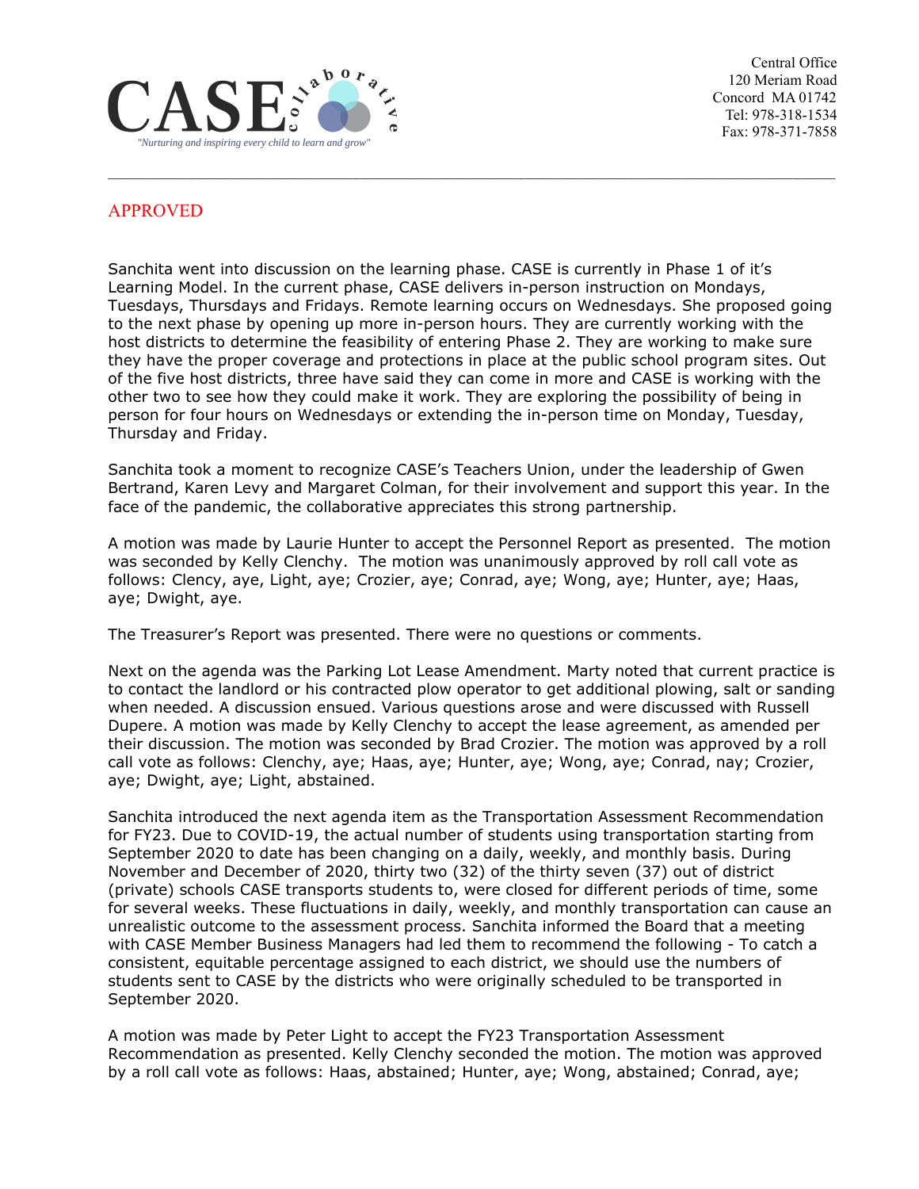APPROVED

Sanchita went into discussion on the learning phase. CASE is currently in Phase 1 of it's Learning Model. In the current phase, CASE delivers in-person instruction on Mondays, Tuesdays, Thursdays and Fridays. Remote learning occurs on Wednesdays. She proposed going to the next phase by opening up more in-person hours. They are currently working with the host districts to determine the feasibility of entering Phase 2. They are working to make sure they have the proper coverage and protections in place at the public school program sites. Out of the five host districts, three have said they can come in more and CASE is working with the other two to see how they could make it work. They are exploring the possibility of being in person for four hours on Wednesdays or extending the in-person time on Monday, Tuesday, Thursday and Friday.

Sanchita took a moment to recognize CASE's Teachers Union, under the leadership of Gwen Bertrand, Karen Levy and Margaret Colman, for their involvement and support this year. In the face of the pandemic, the collaborative appreciates this strong partnership.

A motion was made by Laurie Hunter to accept the Personnel Report as presented. The motion was seconded by Kelly Clenchy. The motion was unanimously approved by roll call vote as follows: Clency, aye, Light, aye; Crozier, aye; Conrad, aye; Wong, aye; Hunter, aye; Haas, aye; Dwight, aye.

The Treasurer's Report was presented. There were no questions or comments.

Next on the agenda was the Parking Lot Lease Amendment. Marty noted that current practice is to contact the landlord or his contracted plow operator to get additional plowing, salt or sanding when needed. A discussion ensued. Various questions arose and were discussed with Russell Dupere. A motion was made by Kelly Clenchy to accept the lease agreement, as amended per their discussion. The motion was seconded by Brad Crozier. The motion was approved by a roll call vote as follows: Clenchy, aye; Haas, aye; Hunter, aye; Wong, aye; Conrad, nay; Crozier, aye; Dwight, aye; Light, abstained.

Sanchita introduced the next agenda item as the Transportation Assessment Recommendation for FY23. Due to COVID-19, the actual number of students using transportation starting from September 2020 to date has been changing on a daily, weekly, and monthly basis. During November and December of 2020, thirty two (32) of the thirty seven (37) out of district (private) schools CASE transports students to, were closed for different periods of time, some for several weeks. These fluctuations in daily, weekly, and monthly transportation can cause an unrealistic outcome to the assessment process. Sanchita informed the Board that a meeting with CASE Member Business Managers had led them to recommend the following - To catch a consistent, equitable percentage assigned to each district, we should use the numbers of students sent to CASE by the districts who were originally scheduled to be transported in September 2020.

A motion was made by Peter Light to accept the FY23 Transportation Assessment Recommendation as presented. Kelly Clenchy seconded the motion. The motion was approved by a roll call vote as follows: Haas, abstained; Hunter, aye; Wong, abstained; Conrad, aye;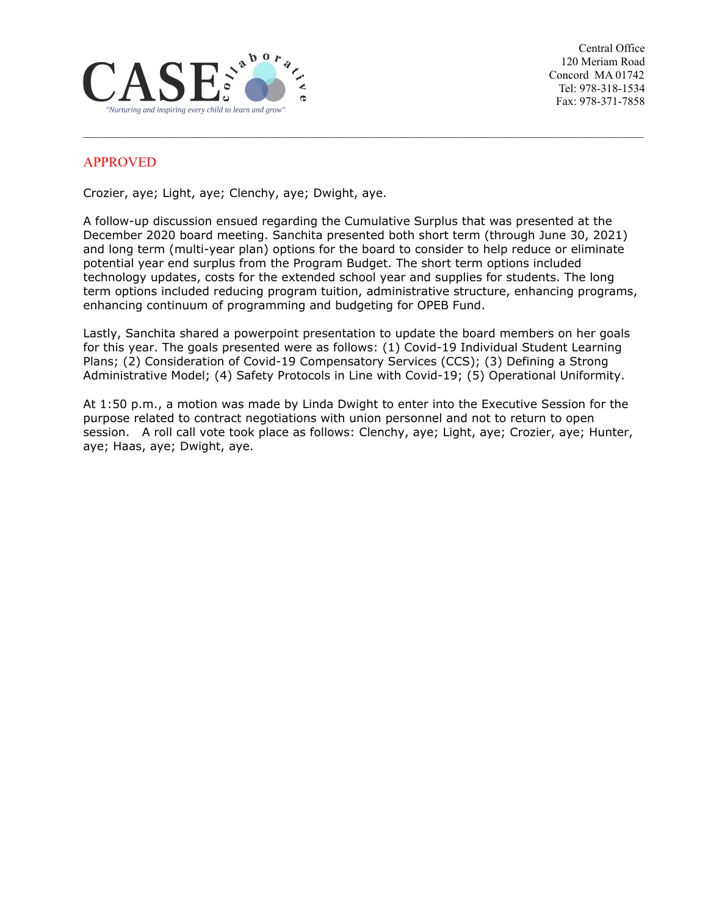APPROVED

Crozier, aye; Light, aye; Clenchy, aye; Dwight, aye.

A follow-up discussion ensued regarding the Cumulative Surplus that was presented at the December 2020 board meeting. Sanchita presented both short term (through June 30, 2021) and long term (multi-year plan) options for the board to consider to help reduce or eliminate potential year end surplus from the Program Budget. The short term options included technology updates, costs for the extended school year and supplies for students. The long term options included reducing program tuition, administrative structure, enhancing programs, enhancing continuum of programming and budgeting for OPEB Fund.

Lastly, Sanchita shared a powerpoint presentation to update the board members on her goals for this year. The goals presented were as follows: (1) Covid-19 Individual Student Learning Plans; (2) Consideration of Covid-19 Compensatory Services (CCS); (3) Defining a Strong Administrative Model; (4) Safety Protocols in Line with Covid-19; (5) Operational Uniformity.

At 1:50 p.m., a motion was made by Linda Dwight to enter into the Executive Session for the purpose related to contract negotiations with union personnel and not to return to open session. A roll call vote took place as follows: Clenchy, aye; Light, aye; Crozier, aye; Hunter, aye; Haas, aye; Dwight, aye.